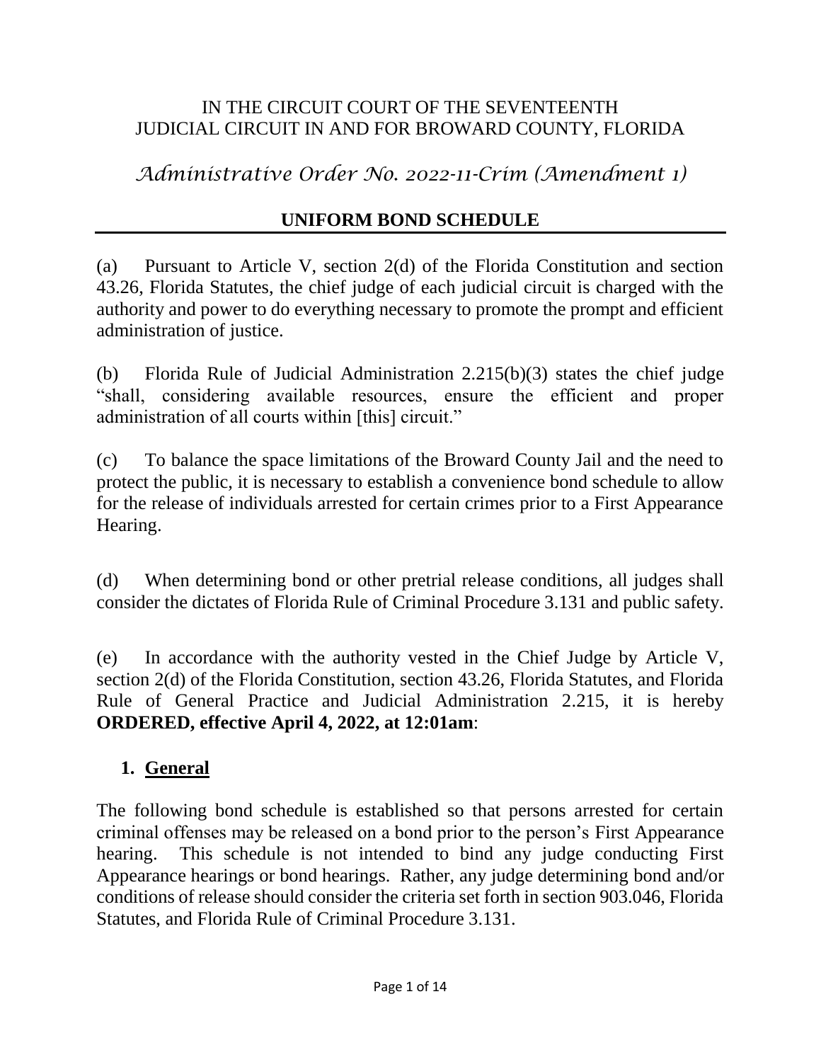IN THE CIRCUIT COURT OF THE SEVENTEENTH
JUDICIAL CIRCUIT IN AND FOR BROWARD COUNTY, FLORIDA

*Administrative Order No. 2022-11-Crim (Amendment 1)*

# UNIFORM BOND SCHEDULE

(a) Pursuant to Article V, section 2(d) of the Florida Constitution and section 43.26, Florida Statutes, the chief judge of each judicial circuit is charged with the authority and power to do everything necessary to promote the prompt and efficient administration of justice.

(b) Florida Rule of Judicial Administration 2.215(b)(3) states the chief judge "shall, considering available resources, ensure the efficient and proper administration of all courts within [this] circuit."

(c) To balance the space limitations of the Broward County Jail and the need to protect the public, it is necessary to establish a convenience bond schedule to allow for the release of individuals arrested for certain crimes prior to a First Appearance Hearing.

(d) When determining bond or other pretrial release conditions, all judges shall consider the dictates of Florida Rule of Criminal Procedure 3.131 and public safety.

(e) In accordance with the authority vested in the Chief Judge by Article V, section 2(d) of the Florida Constitution, section 43.26, Florida Statutes, and Florida Rule of General Practice and Judicial Administration 2.215, it is hereby **ORDERED, effective April 4, 2022, at 12:01am**:

## 1. General

The following bond schedule is established so that persons arrested for certain criminal offenses may be released on a bond prior to the person's First Appearance hearing. This schedule is not intended to bind any judge conducting First Appearance hearings or bond hearings. Rather, any judge determining bond and/or conditions of release should consider the criteria set forth in section 903.046, Florida Statutes, and Florida Rule of Criminal Procedure 3.131.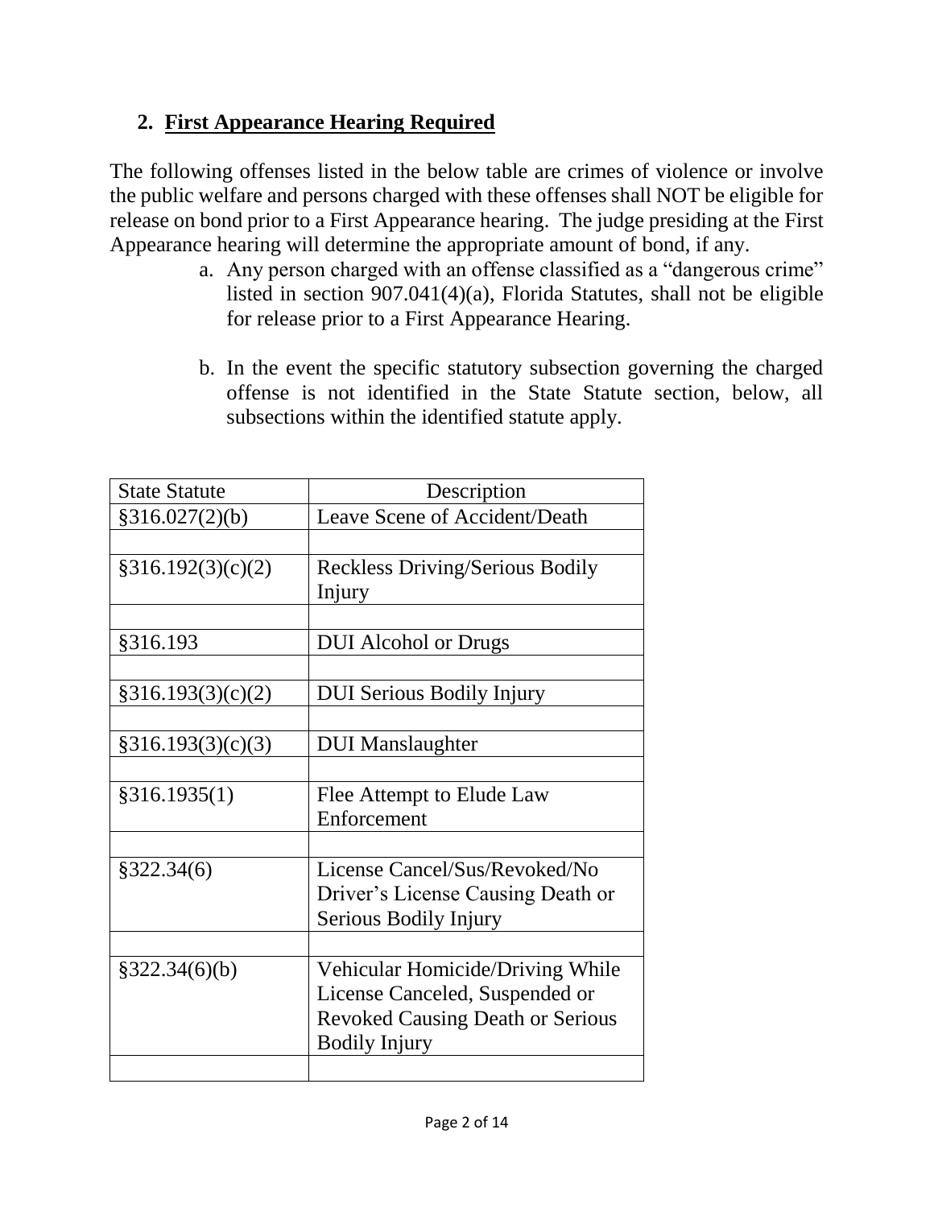## 2. First Appearance Hearing Required

The following offenses listed in the below table are crimes of violence or involve the public welfare and persons charged with these offenses shall NOT be eligible for release on bond prior to a First Appearance hearing. The judge presiding at the First Appearance hearing will determine the appropriate amount of bond, if any.

a. Any person charged with an offense classified as a "dangerous crime" listed in section 907.041(4)(a), Florida Statutes, shall not be eligible for release prior to a First Appearance Hearing.

b. In the event the specific statutory subsection governing the charged offense is not identified in the State Statute section, below, all subsections within the identified statute apply.

| State Statute | Description |
|---|---|
| §316.027(2)(b) | Leave Scene of Accident/Death |
| | |
| §316.192(3)(c)(2) | Reckless Driving/Serious Bodily Injury |
| | |
| §316.193 | DUI Alcohol or Drugs |
| | |
| §316.193(3)(c)(2) | DUI Serious Bodily Injury |
| | |
| §316.193(3)(c)(3) | DUI Manslaughter |
| | |
| §316.1935(1) | Flee Attempt to Elude Law Enforcement |
| | |
| §322.34(6) | License Cancel/Sus/Revoked/No Driver's License Causing Death or Serious Bodily Injury |
| | |
| §322.34(6)(b) | Vehicular Homicide/Driving While License Canceled, Suspended or Revoked Causing Death or Serious Bodily Injury |
| | |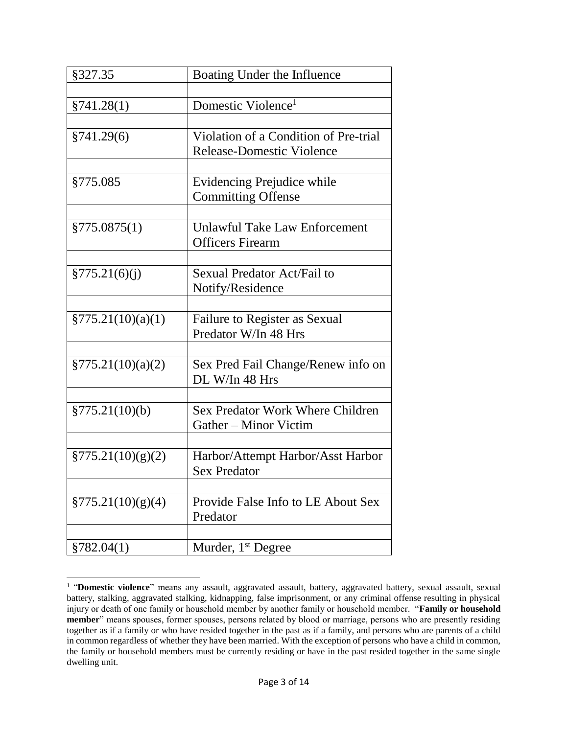| §327.35 | Boating Under the Influence |
|---|---|
| | |
| §741.28(1) | Domestic Violence[1] |
| | |
| §741.29(6) | Violation of a Condition of Pre-trial Release-Domestic Violence |
| | |
| §775.085 | Evidencing Prejudice while Committing Offense |
| | |
| §775.0875(1) | Unlawful Take Law Enforcement Officers Firearm |
| | |
| §775.21(6)(j) | Sexual Predator Act/Fail to Notify/Residence |
| | |
| §775.21(10)(a)(1) | Failure to Register as Sexual Predator W/In 48 Hrs |
| | |
| §775.21(10)(a)(2) | Sex Pred Fail Change/Renew info on DL W/In 48 Hrs |
| | |
| §775.21(10)(b) | Sex Predator Work Where Children Gather – Minor Victim |
| | |
| §775.21(10)(g)(2) | Harbor/Attempt Harbor/Asst Harbor Sex Predator |
| | |
| §775.21(10)(g)(4) | Provide False Info to LE About Sex Predator |
| | |
| §782.04(1) | Murder, 1st Degree |

[1] "**Domestic violence**" means any assault, aggravated assault, battery, aggravated battery, sexual assault, sexual battery, stalking, aggravated stalking, kidnapping, false imprisonment, or any criminal offense resulting in physical injury or death of one family or household member by another family or household member. "**Family or household member**" means spouses, former spouses, persons related by blood or marriage, persons who are presently residing together as if a family or who have resided together in the past as if a family, and persons who are parents of a child in common regardless of whether they have been married. With the exception of persons who have a child in common, the family or household members must be currently residing or have in the past resided together in the same single dwelling unit.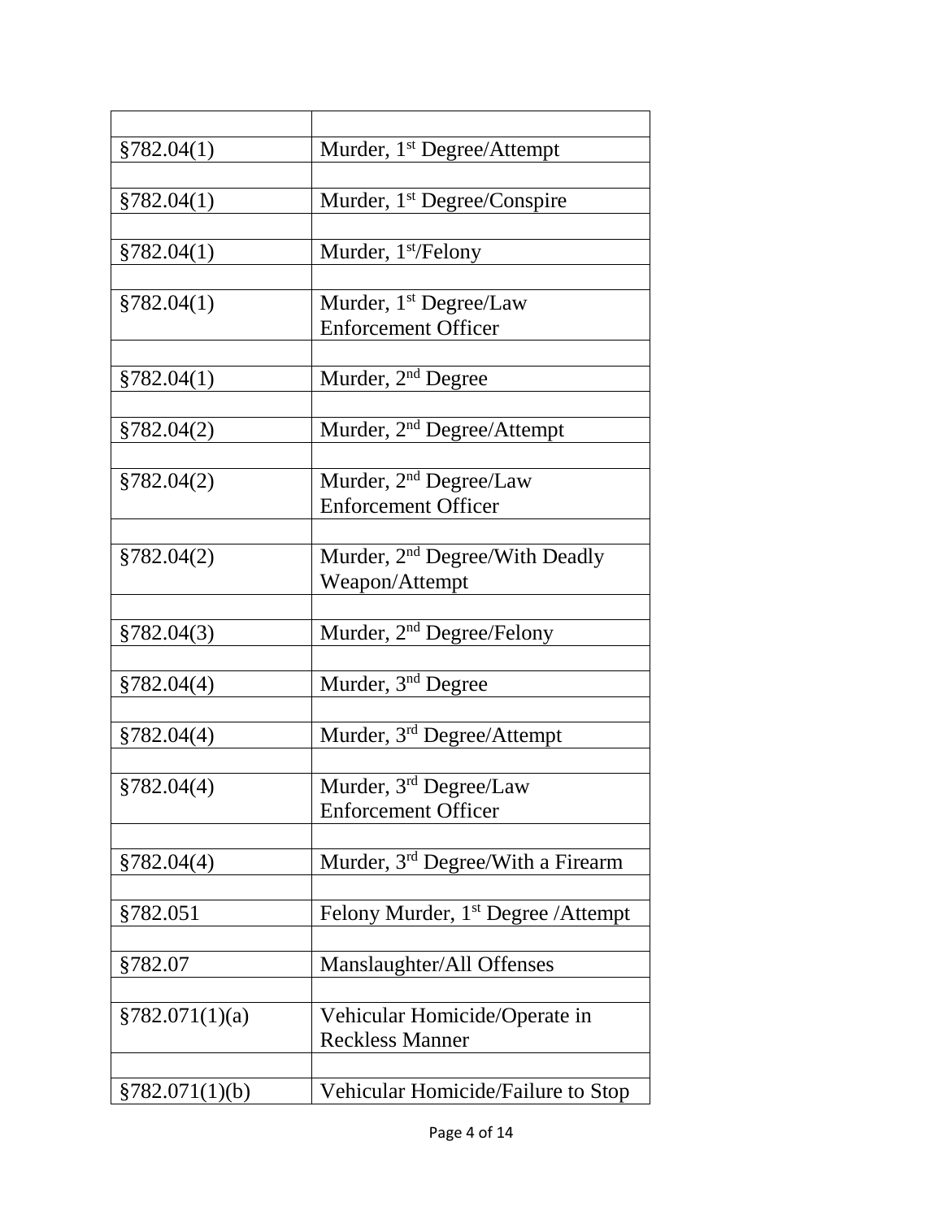| | |
|---|---|
| §782.04(1) | Murder, 1st Degree/Attempt |
| | |
| §782.04(1) | Murder, 1st Degree/Conspire |
| | |
| §782.04(1) | Murder, 1st/Felony |
| | |
| §782.04(1) | Murder, 1st Degree/Law Enforcement Officer |
| | |
| §782.04(1) | Murder, 2nd Degree |
| | |
| §782.04(2) | Murder, 2nd Degree/Attempt |
| | |
| §782.04(2) | Murder, 2nd Degree/Law Enforcement Officer |
| | |
| §782.04(2) | Murder, 2nd Degree/With Deadly Weapon/Attempt |
| | |
| §782.04(3) | Murder, 2nd Degree/Felony |
| | |
| §782.04(4) | Murder, 3nd Degree |
| | |
| §782.04(4) | Murder, 3rd Degree/Attempt |
| | |
| §782.04(4) | Murder, 3rd Degree/Law Enforcement Officer |
| | |
| §782.04(4) | Murder, 3rd Degree/With a Firearm |
| | |
| §782.051 | Felony Murder, 1st Degree /Attempt |
| | |
| §782.07 | Manslaughter/All Offenses |
| | |
| §782.071(1)(a) | Vehicular Homicide/Operate in Reckless Manner |
| | |
| §782.071(1)(b) | Vehicular Homicide/Failure to Stop |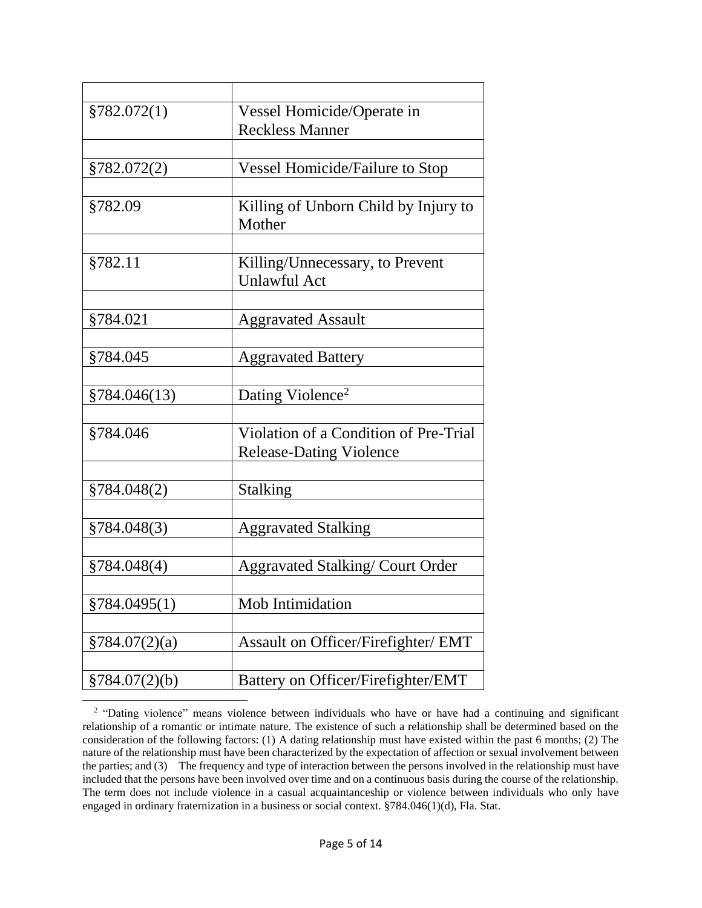| | |
|---|---|
| §782.072(1) | Vessel Homicide/Operate in Reckless Manner |
| | |
| §782.072(2) | Vessel Homicide/Failure to Stop |
| | |
| §782.09 | Killing of Unborn Child by Injury to Mother |
| | |
| §782.11 | Killing/Unnecessary, to Prevent Unlawful Act |
| | |
| §784.021 | Aggravated Assault |
| | |
| §784.045 | Aggravated Battery |
| | |
| §784.046(13) | Dating Violence[2] |
| | |
| §784.046 | Violation of a Condition of Pre-Trial Release-Dating Violence |
| | |
| §784.048(2) | Stalking |
| | |
| §784.048(3) | Aggravated Stalking |
| | |
| §784.048(4) | Aggravated Stalking/ Court Order |
| | |
| §784.0495(1) | Mob Intimidation |
| | |
| §784.07(2)(a) | Assault on Officer/Firefighter/ EMT |
| | |
| §784.07(2)(b) | Battery on Officer/Firefighter/EMT |

[2] "Dating violence" means violence between individuals who have or have had a continuing and significant relationship of a romantic or intimate nature. The existence of such a relationship shall be determined based on the consideration of the following factors: (1) A dating relationship must have existed within the past 6 months; (2) The nature of the relationship must have been characterized by the expectation of affection or sexual involvement between the parties; and (3) The frequency and type of interaction between the persons involved in the relationship must have included that the persons have been involved over time and on a continuous basis during the course of the relationship. The term does not include violence in a casual acquaintanceship or violence between individuals who only have engaged in ordinary fraternization in a business or social context. §784.046(1)(d), Fla. Stat.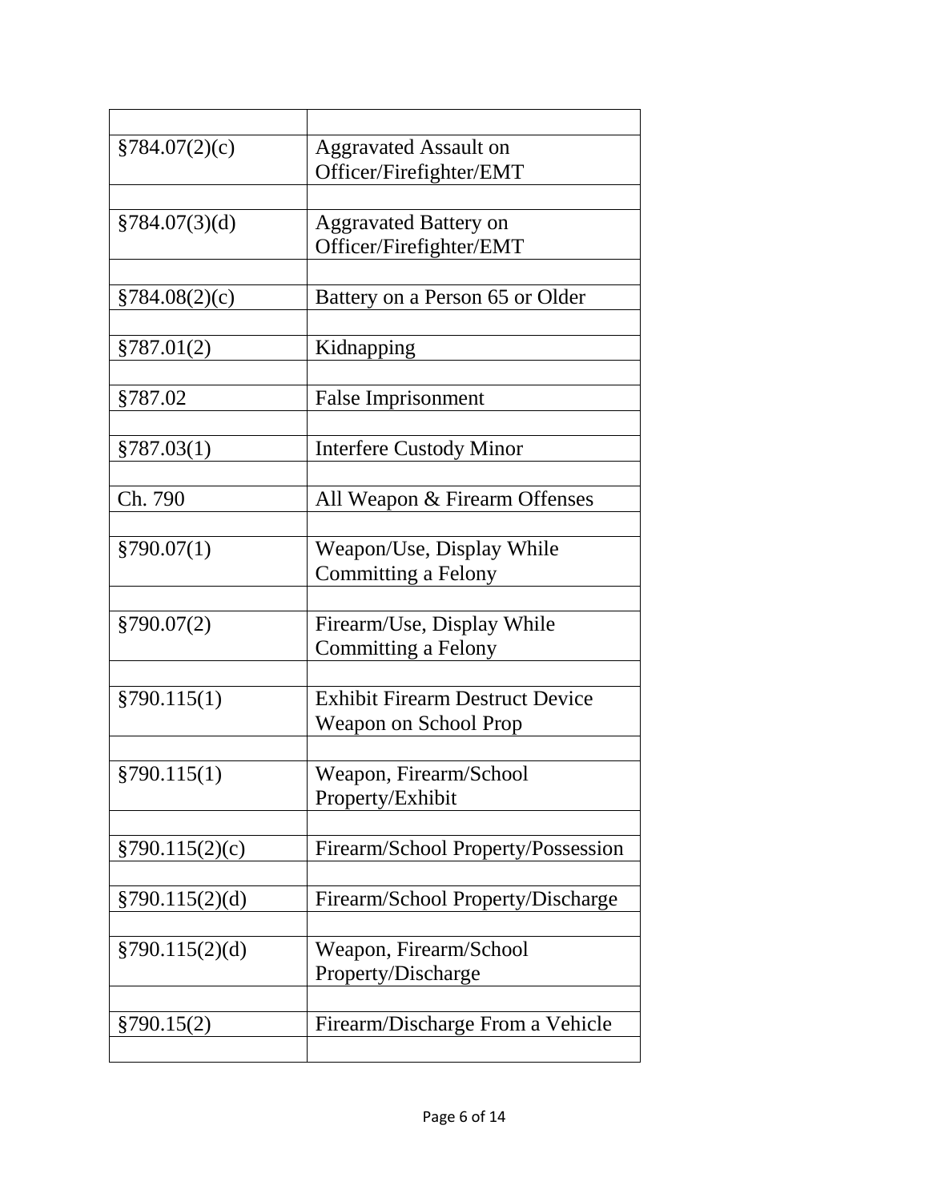| | |
|---|---|
| §784.07(2)(c) | Aggravated Assault on Officer/Firefighter/EMT |
| | |
| §784.07(3)(d) | Aggravated Battery on Officer/Firefighter/EMT |
| | |
| §784.08(2)(c) | Battery on a Person 65 or Older |
| | |
| §787.01(2) | Kidnapping |
| | |
| §787.02 | False Imprisonment |
| | |
| §787.03(1) | Interfere Custody Minor |
| | |
| Ch. 790 | All Weapon & Firearm Offenses |
| | |
| §790.07(1) | Weapon/Use, Display While Committing a Felony |
| | |
| §790.07(2) | Firearm/Use, Display While Committing a Felony |
| | |
| §790.115(1) | Exhibit Firearm Destruct Device Weapon on School Prop |
| | |
| §790.115(1) | Weapon, Firearm/School Property/Exhibit |
| | |
| §790.115(2)(c) | Firearm/School Property/Possession |
| | |
| §790.115(2)(d) | Firearm/School Property/Discharge |
| | |
| §790.115(2)(d) | Weapon, Firearm/School Property/Discharge |
| | |
| §790.15(2) | Firearm/Discharge From a Vehicle |
| | |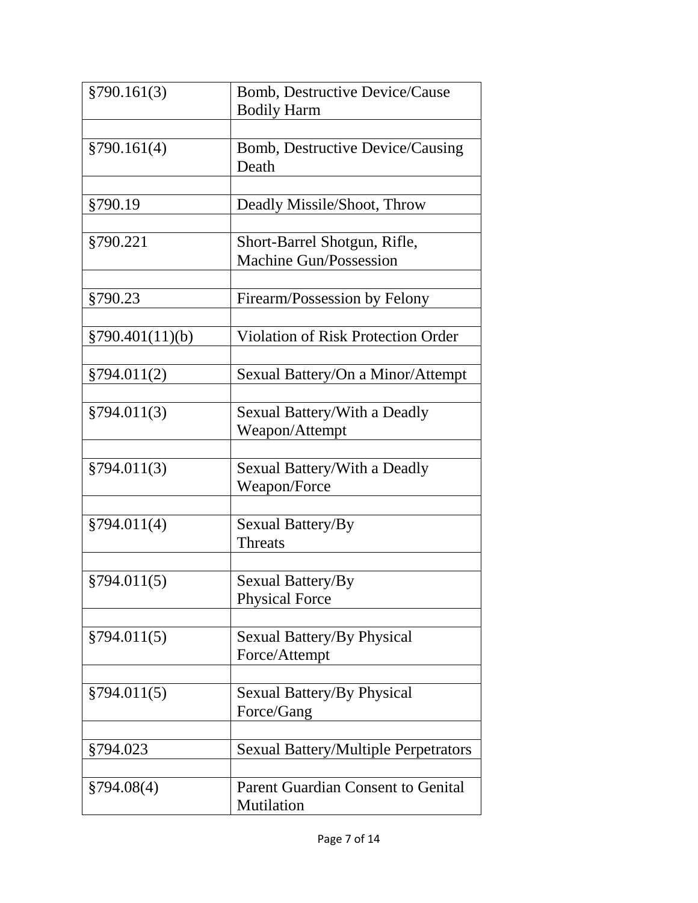| §790.161(3) | Bomb, Destructive Device/Cause Bodily Harm |
|---|---|
| | |
| §790.161(4) | Bomb, Destructive Device/Causing Death |
| | |
| §790.19 | Deadly Missile/Shoot, Throw |
| | |
| §790.221 | Short-Barrel Shotgun, Rifle, Machine Gun/Possession |
| | |
| §790.23 | Firearm/Possession by Felony |
| | |
| §790.401(11)(b) | Violation of Risk Protection Order |
| | |
| §794.011(2) | Sexual Battery/On a Minor/Attempt |
| | |
| §794.011(3) | Sexual Battery/With a Deadly Weapon/Attempt |
| | |
| §794.011(3) | Sexual Battery/With a Deadly Weapon/Force |
| | |
| §794.011(4) | Sexual Battery/By Threats |
| | |
| §794.011(5) | Sexual Battery/By Physical Force |
| | |
| §794.011(5) | Sexual Battery/By Physical Force/Attempt |
| | |
| §794.011(5) | Sexual Battery/By Physical Force/Gang |
| | |
| §794.023 | Sexual Battery/Multiple Perpetrators |
| | |
| §794.08(4) | Parent Guardian Consent to Genital Mutilation |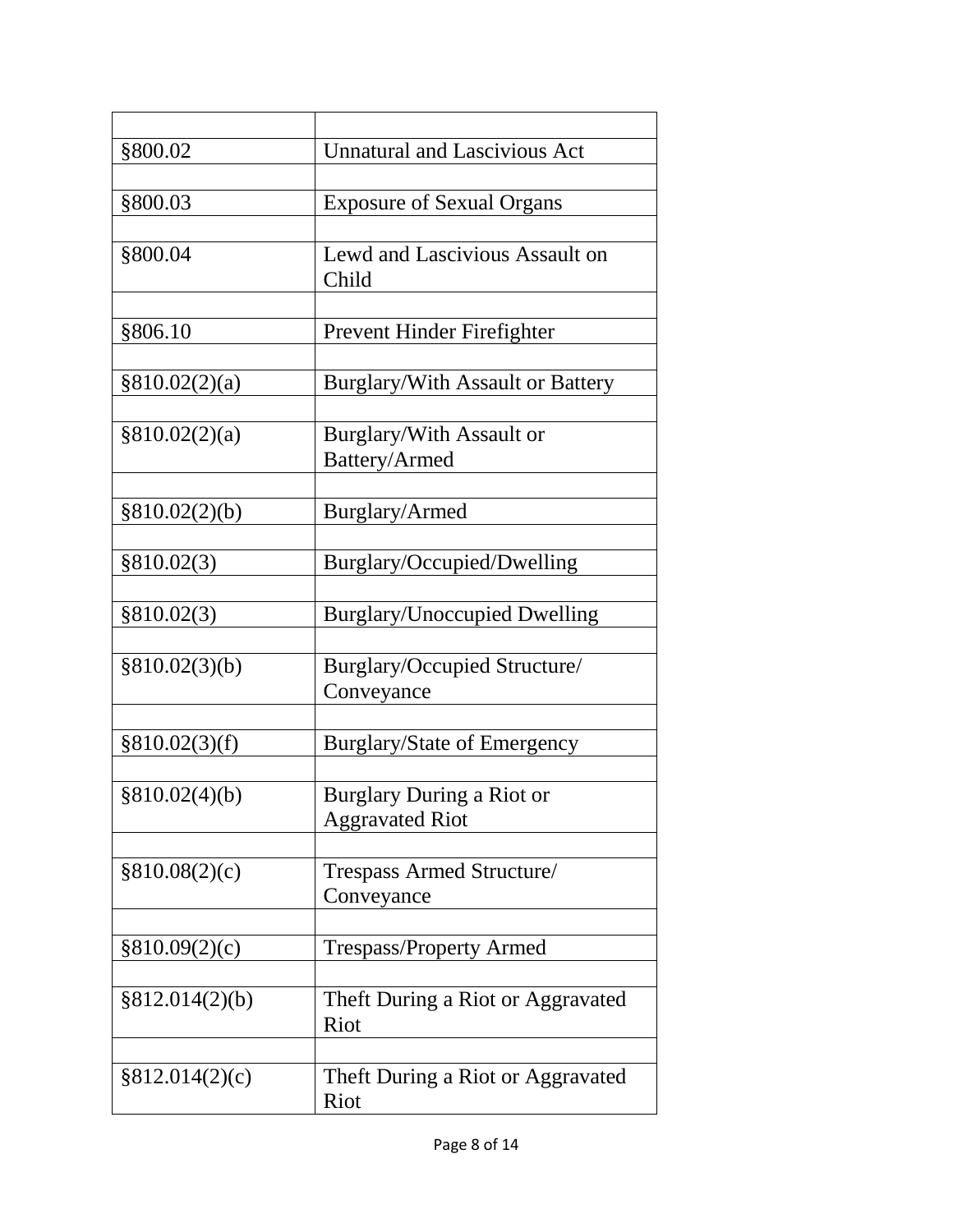| | |
|---|---|
| §800.02 | Unnatural and Lascivious Act |
| | |
| §800.03 | Exposure of Sexual Organs |
| | |
| §800.04 | Lewd and Lascivious Assault on Child |
| | |
| §806.10 | Prevent Hinder Firefighter |
| | |
| §810.02(2)(a) | Burglary/With Assault or Battery |
| | |
| §810.02(2)(a) | Burglary/With Assault or Battery/Armed |
| | |
| §810.02(2)(b) | Burglary/Armed |
| | |
| §810.02(3) | Burglary/Occupied/Dwelling |
| | |
| §810.02(3) | Burglary/Unoccupied Dwelling |
| | |
| §810.02(3)(b) | Burglary/Occupied Structure/ Conveyance |
| | |
| §810.02(3)(f) | Burglary/State of Emergency |
| | |
| §810.02(4)(b) | Burglary During a Riot or Aggravated Riot |
| | |
| §810.08(2)(c) | Trespass Armed Structure/ Conveyance |
| | |
| §810.09(2)(c) | Trespass/Property Armed |
| | |
| §812.014(2)(b) | Theft During a Riot or Aggravated Riot |
| | |
| §812.014(2)(c) | Theft During a Riot or Aggravated Riot |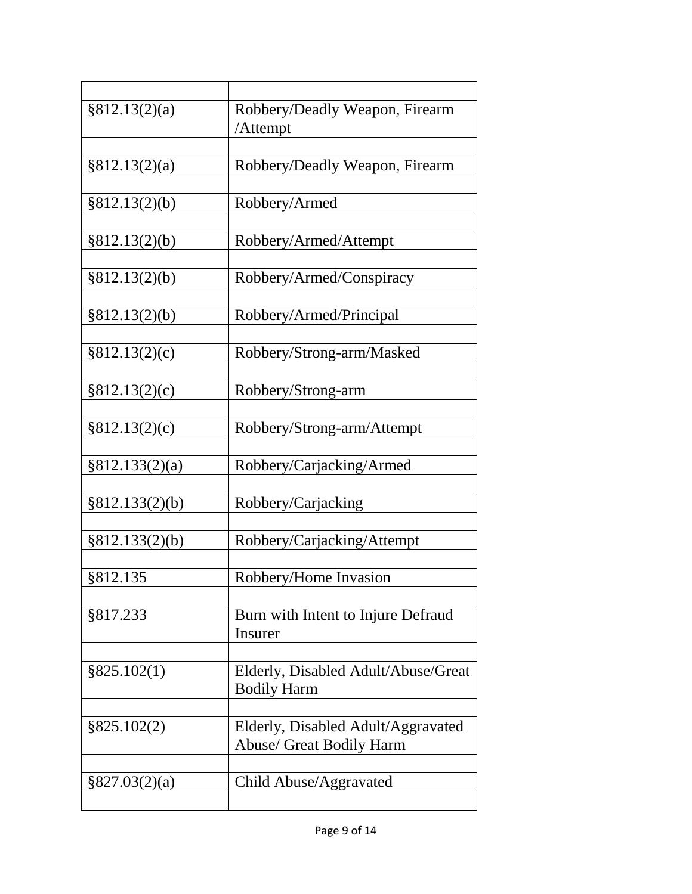| | |
|---|---|
| §812.13(2)(a) | Robbery/Deadly Weapon, Firearm /Attempt |
| | |
| §812.13(2)(a) | Robbery/Deadly Weapon, Firearm |
| | |
| §812.13(2)(b) | Robbery/Armed |
| | |
| §812.13(2)(b) | Robbery/Armed/Attempt |
| | |
| §812.13(2)(b) | Robbery/Armed/Conspiracy |
| | |
| §812.13(2)(b) | Robbery/Armed/Principal |
| | |
| §812.13(2)(c) | Robbery/Strong-arm/Masked |
| | |
| §812.13(2)(c) | Robbery/Strong-arm |
| | |
| §812.13(2)(c) | Robbery/Strong-arm/Attempt |
| | |
| §812.133(2)(a) | Robbery/Carjacking/Armed |
| | |
| §812.133(2)(b) | Robbery/Carjacking |
| | |
| §812.133(2)(b) | Robbery/Carjacking/Attempt |
| | |
| §812.135 | Robbery/Home Invasion |
| | |
| §817.233 | Burn with Intent to Injure Defraud Insurer |
| | |
| §825.102(1) | Elderly, Disabled Adult/Abuse/Great Bodily Harm |
| | |
| §825.102(2) | Elderly, Disabled Adult/Aggravated Abuse/ Great Bodily Harm |
| | |
| §827.03(2)(a) | Child Abuse/Aggravated |
| | |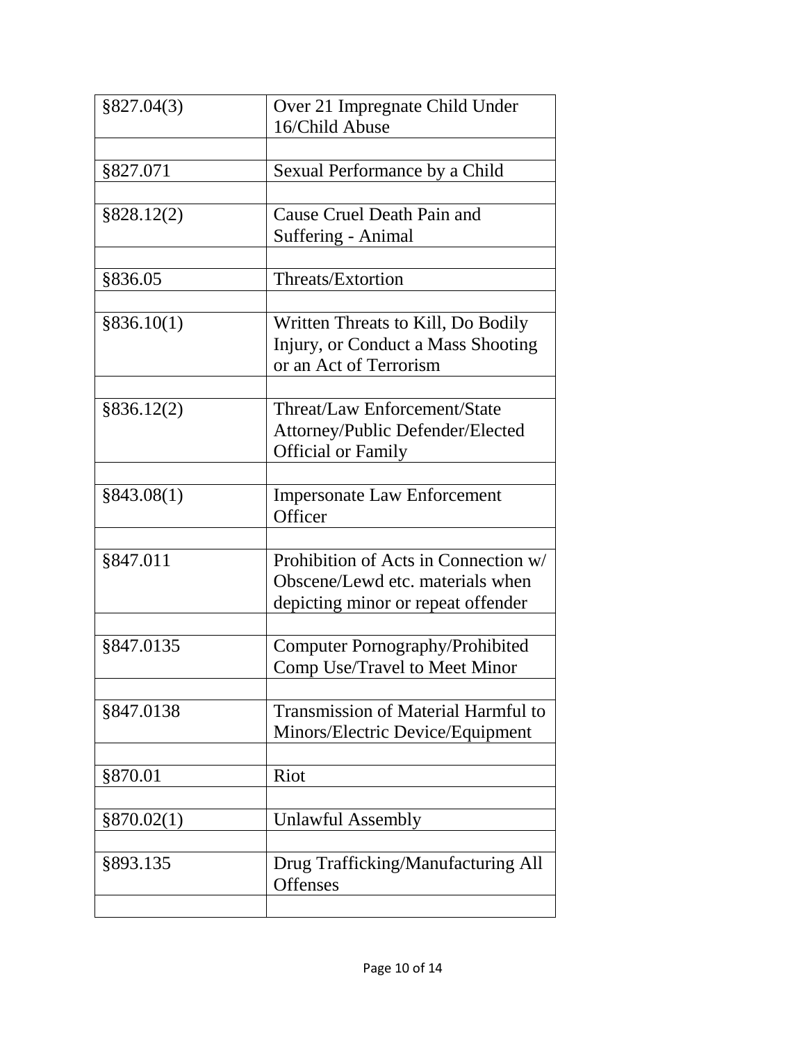| §827.04(3) | Over 21 Impregnate Child Under 16/Child Abuse |
|---|---|
| | |
| §827.071 | Sexual Performance by a Child |
| | |
| §828.12(2) | Cause Cruel Death Pain and Suffering - Animal |
| | |
| §836.05 | Threats/Extortion |
| | |
| §836.10(1) | Written Threats to Kill, Do Bodily Injury, or Conduct a Mass Shooting or an Act of Terrorism |
| | |
| §836.12(2) | Threat/Law Enforcement/State Attorney/Public Defender/Elected Official or Family |
| | |
| §843.08(1) | Impersonate Law Enforcement Officer |
| | |
| §847.011 | Prohibition of Acts in Connection w/ Obscene/Lewd etc. materials when depicting minor or repeat offender |
| | |
| §847.0135 | Computer Pornography/Prohibited Comp Use/Travel to Meet Minor |
| | |
| §847.0138 | Transmission of Material Harmful to Minors/Electric Device/Equipment |
| | |
| §870.01 | Riot |
| | |
| §870.02(1) | Unlawful Assembly |
| | |
| §893.135 | Drug Trafficking/Manufacturing All Offenses |
| | |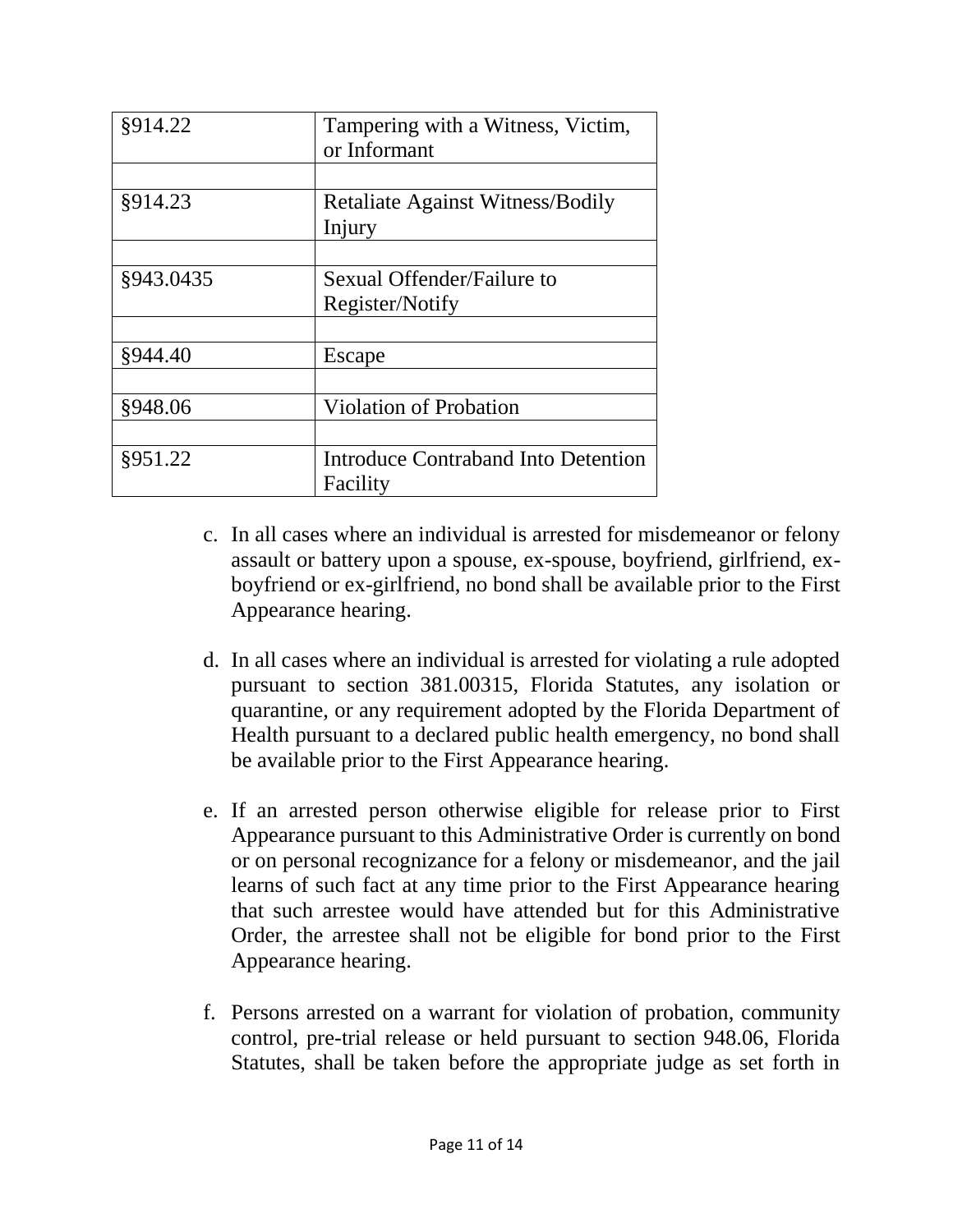| | |
|---|---|
| §914.22 | Tampering with a Witness, Victim, or Informant |
| | |
| §914.23 | Retaliate Against Witness/Bodily Injury |
| | |
| §943.0435 | Sexual Offender/Failure to Register/Notify |
| | |
| §944.40 | Escape |
| | |
| §948.06 | Violation of Probation |
| | |
| §951.22 | Introduce Contraband Into Detention Facility |

c. In all cases where an individual is arrested for misdemeanor or felony assault or battery upon a spouse, ex-spouse, boyfriend, girlfriend, ex-boyfriend or ex-girlfriend, no bond shall be available prior to the First Appearance hearing.

d. In all cases where an individual is arrested for violating a rule adopted pursuant to section 381.00315, Florida Statutes, any isolation or quarantine, or any requirement adopted by the Florida Department of Health pursuant to a declared public health emergency, no bond shall be available prior to the First Appearance hearing.

e. If an arrested person otherwise eligible for release prior to First Appearance pursuant to this Administrative Order is currently on bond or on personal recognizance for a felony or misdemeanor, and the jail learns of such fact at any time prior to the First Appearance hearing that such arrestee would have attended but for this Administrative Order, the arrestee shall not be eligible for bond prior to the First Appearance hearing.

f. Persons arrested on a warrant for violation of probation, community control, pre-trial release or held pursuant to section 948.06, Florida Statutes, shall be taken before the appropriate judge as set forth in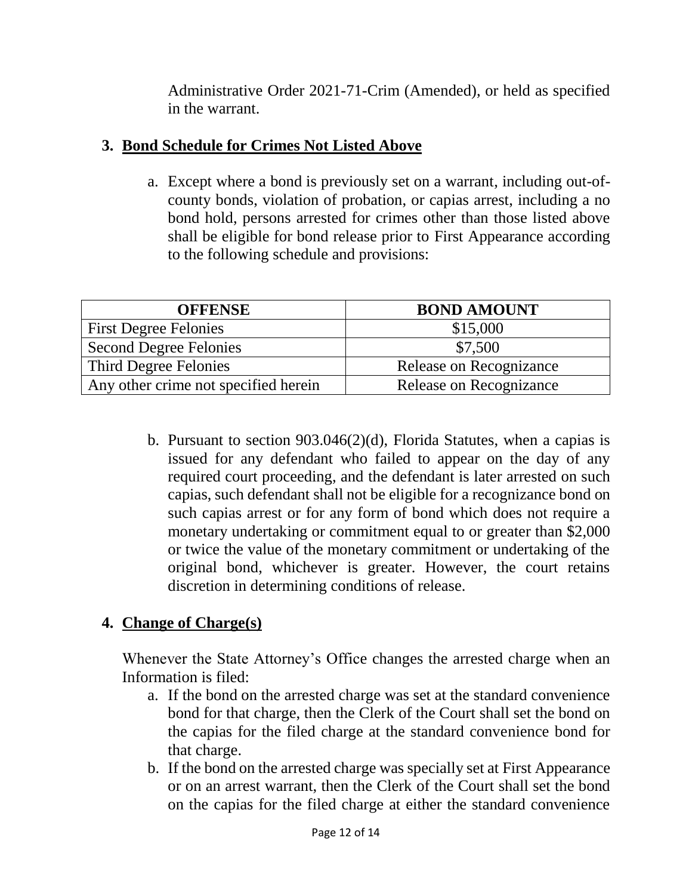Administrative Order 2021-71-Crim (Amended), or held as specified in the warrant.

3. **<u>Bond Schedule for Crimes Not Listed Above</u>**

   a. Except where a bond is previously set on a warrant, including out-of-county bonds, violation of probation, or capias arrest, including a no bond hold, persons arrested for crimes other than those listed above shall be eligible for bond release prior to First Appearance according to the following schedule and provisions:

| OFFENSE | BOND AMOUNT |
| --- | --- |
| First Degree Felonies | $15,000 |
| Second Degree Felonies | $7,500 |
| Third Degree Felonies | Release on Recognizance |
| Any other crime not specified herein | Release on Recognizance |

   b. Pursuant to section 903.046(2)(d), Florida Statutes, when a capias is issued for any defendant who failed to appear on the day of any required court proceeding, and the defendant is later arrested on such capias, such defendant shall not be eligible for a recognizance bond on such capias arrest or for any form of bond which does not require a monetary undertaking or commitment equal to or greater than $2,000 or twice the value of the monetary commitment or undertaking of the original bond, whichever is greater. However, the court retains discretion in determining conditions of release.

4. **<u>Change of Charge(s)</u>**

   Whenever the State Attorney's Office changes the arrested charge when an Information is filed:

   a. If the bond on the arrested charge was set at the standard convenience bond for that charge, then the Clerk of the Court shall set the bond on the capias for the filed charge at the standard convenience bond for that charge.
   b. If the bond on the arrested charge was specially set at First Appearance or on an arrest warrant, then the Clerk of the Court shall set the bond on the capias for the filed charge at either the standard convenience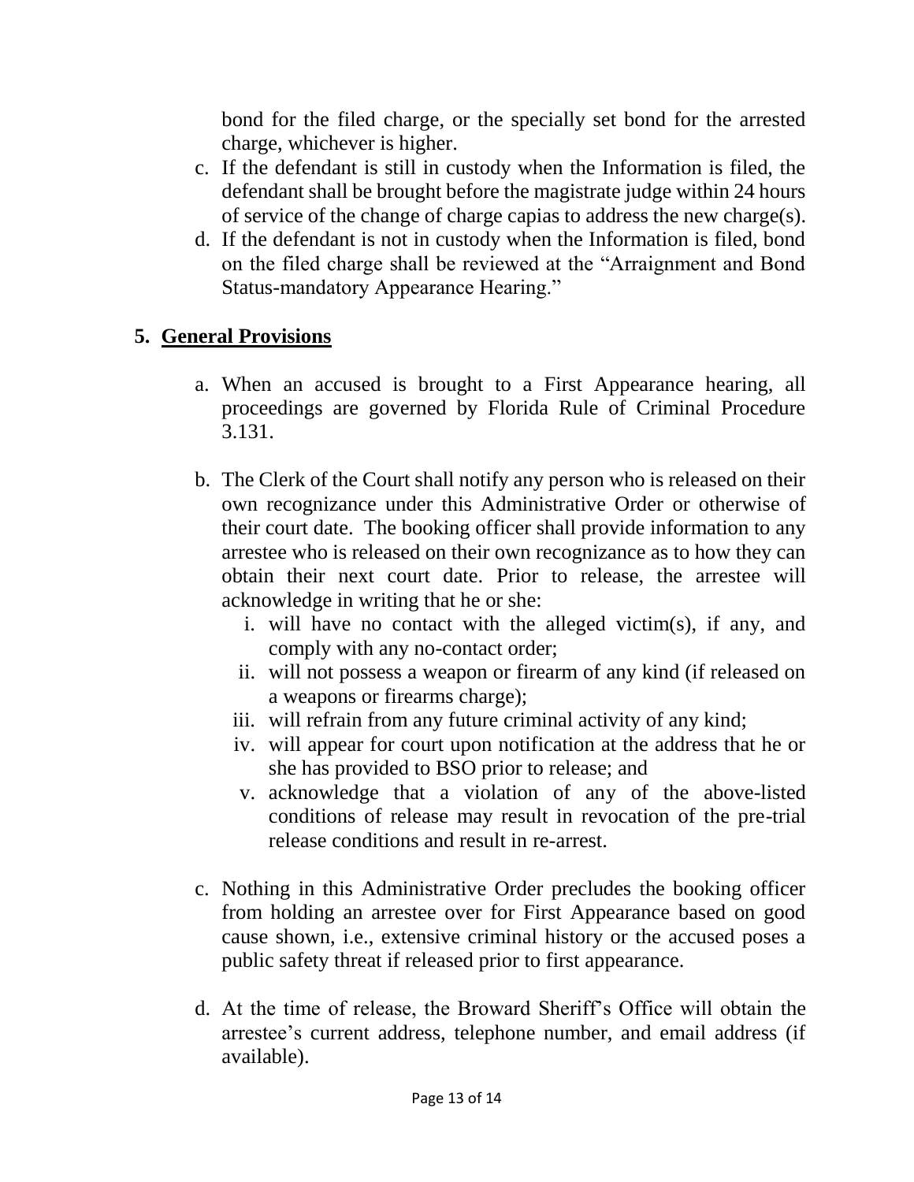bond for the filed charge, or the specially set bond for the arrested charge, whichever is higher.

c. If the defendant is still in custody when the Information is filed, the defendant shall be brought before the magistrate judge within 24 hours of service of the change of charge capias to address the new charge(s).

d. If the defendant is not in custody when the Information is filed, bond on the filed charge shall be reviewed at the "Arraignment and Bond Status-mandatory Appearance Hearing."

## 5. General Provisions

a. When an accused is brought to a First Appearance hearing, all proceedings are governed by Florida Rule of Criminal Procedure 3.131.

b. The Clerk of the Court shall notify any person who is released on their own recognizance under this Administrative Order or otherwise of their court date. The booking officer shall provide information to any arrestee who is released on their own recognizance as to how they can obtain their next court date. Prior to release, the arrestee will acknowledge in writing that he or she:
   i. will have no contact with the alleged victim(s), if any, and comply with any no-contact order;
   ii. will not possess a weapon or firearm of any kind (if released on a weapons or firearms charge);
   iii. will refrain from any future criminal activity of any kind;
   iv. will appear for court upon notification at the address that he or she has provided to BSO prior to release; and
   v. acknowledge that a violation of any of the above-listed conditions of release may result in revocation of the pre-trial release conditions and result in re-arrest.

c. Nothing in this Administrative Order precludes the booking officer from holding an arrestee over for First Appearance based on good cause shown, i.e., extensive criminal history or the accused poses a public safety threat if released prior to first appearance.

d. At the time of release, the Broward Sheriff's Office will obtain the arrestee's current address, telephone number, and email address (if available).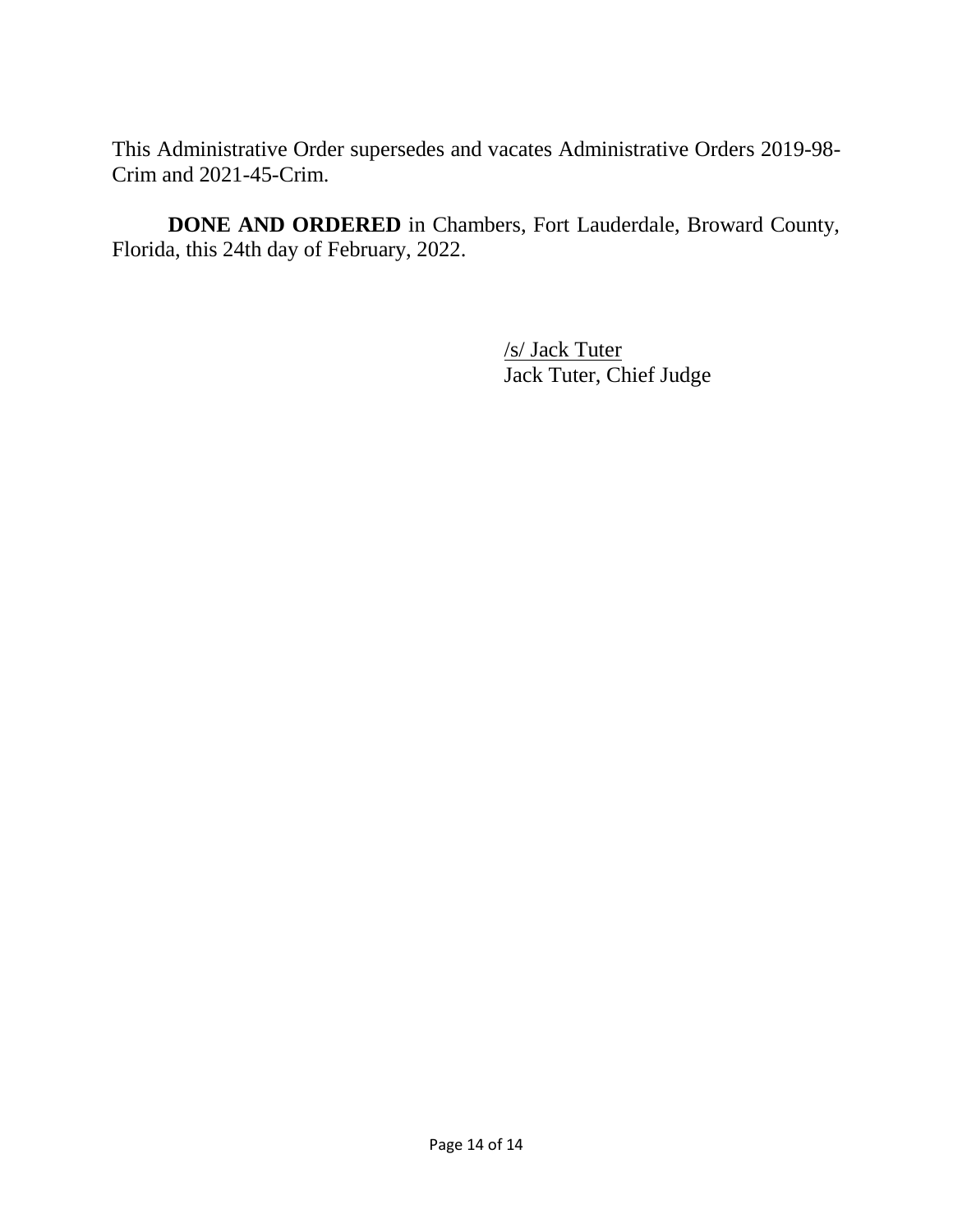This Administrative Order supersedes and vacates Administrative Orders 2019-98-Crim and 2021-45-Crim.

**DONE AND ORDERED** in Chambers, Fort Lauderdale, Broward County, Florida, this 24th day of February, 2022.

/s/ Jack Tuter
Jack Tuter, Chief Judge